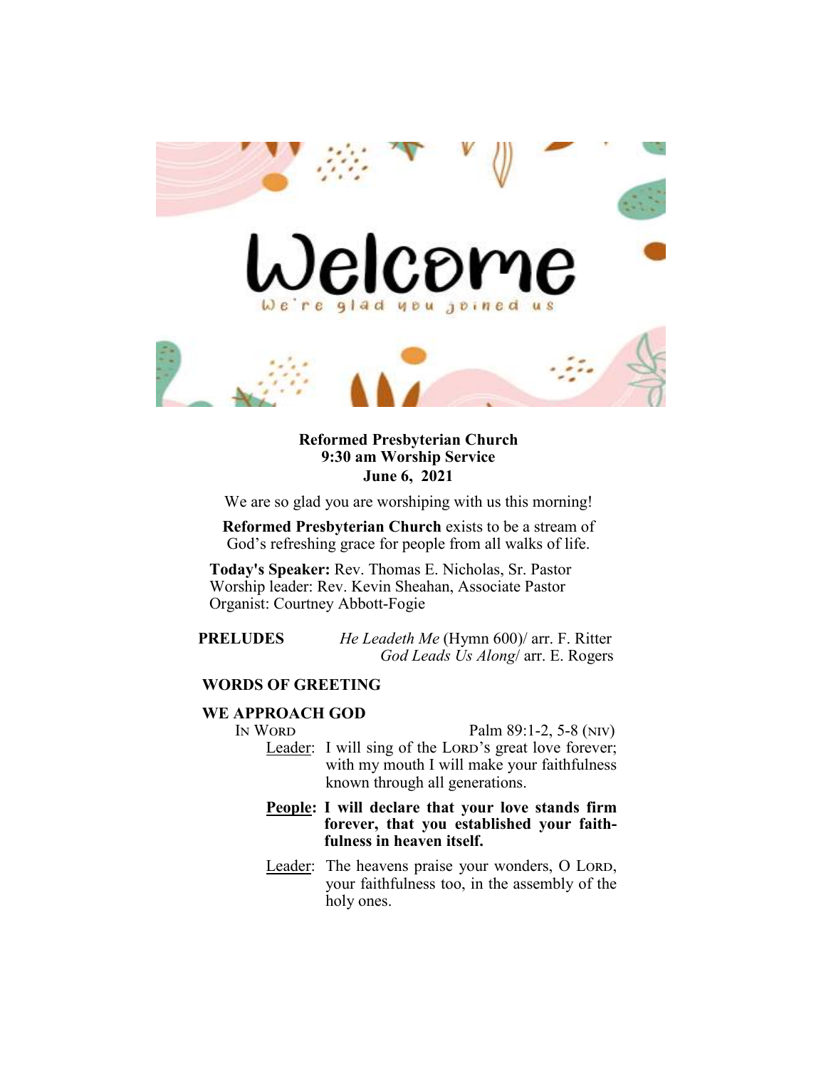# Welcome

We're glad you joined us

**Reformed Presbyterian Church**
**9:30 am Worship Service**
**June 6, 2021**

We are so glad you are worshiping with us this morning!

**Reformed Presbyterian Church** exists to be a stream of God's refreshing grace for people from all walks of life.

**Today's Speaker:** Rev. Thomas E. Nicholas, Sr. Pastor
Worship leader: Rev. Kevin Sheahan, Associate Pastor
Organist: Courtney Abbott-Fogie

**PRELUDES** *He Leadeth Me* (Hymn 600)/ arr. F. Ritter
*God Leads Us Along*/ arr. E. Rogers

**WORDS OF GREETING**

**WE APPROACH GOD**

IN WORD Palm 89:1-2, 5-8 (NIV)

Leader: I will sing of the LORD's great love forever; with my mouth I will make your faithfulness known through all generations.

**People: I will declare that your love stands firm forever, that you established your faithfulness in heaven itself.**

Leader: The heavens praise your wonders, O LORD, your faithfulness too, in the assembly of the holy ones.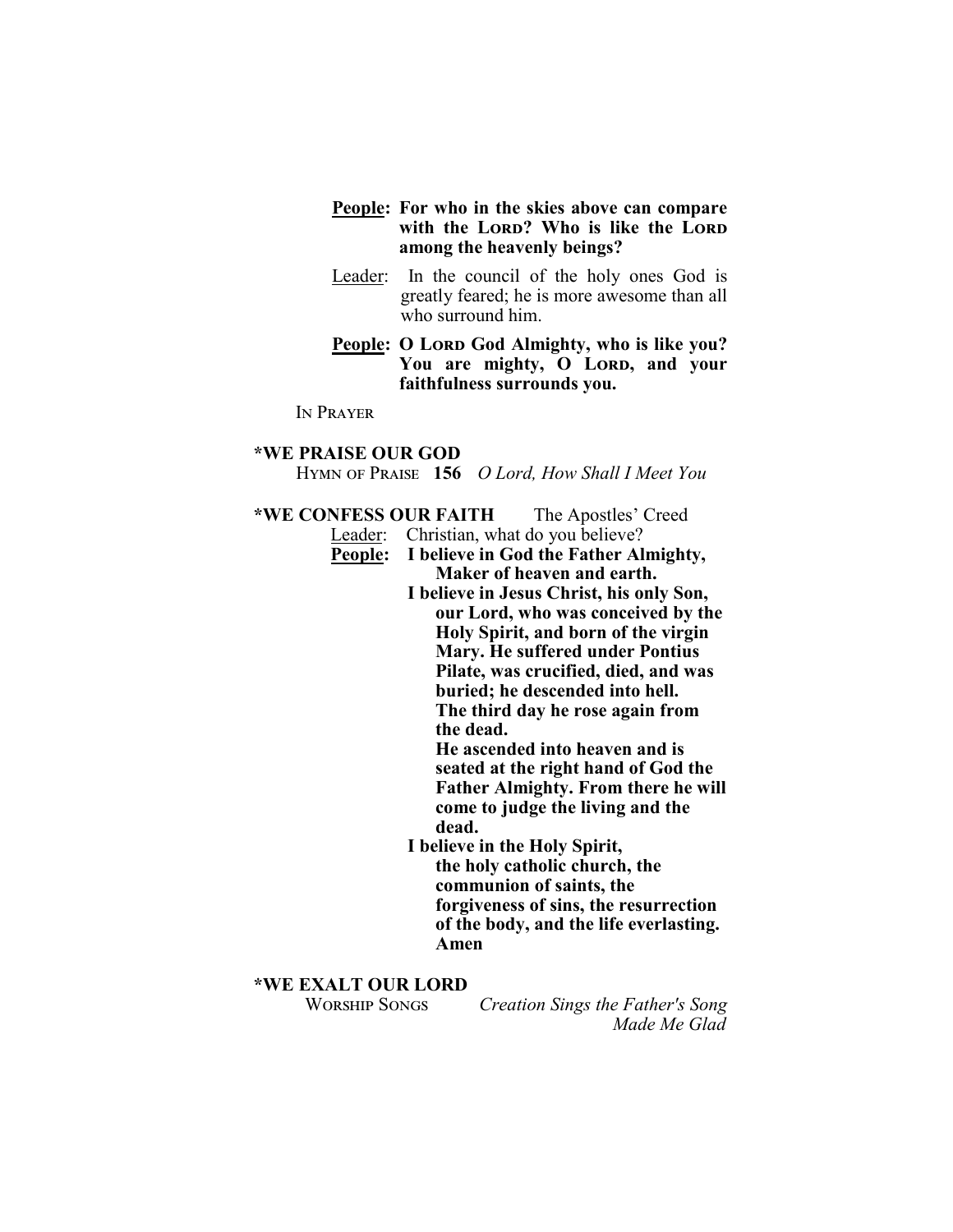<u>**People**</u>: **For who in the skies above can compare with the LORD? Who is like the LORD among the heavenly beings?**

<u>Leader</u>: In the council of the holy ones God is greatly feared; he is more awesome than all who surround him.

<u>**People**</u>: **O LORD God Almighty, who is like you? You are mighty, O LORD, and your faithfulness surrounds you.**

IN PRAYER

**\*WE PRAISE OUR GOD**

HYMN OF PRAISE **156** *O Lord, How Shall I Meet You*

**\*WE CONFESS OUR FAITH** The Apostles' Creed

<u>Leader</u>: Christian, what do you believe?

<u>**People**</u>: **I believe in God the Father Almighty, Maker of heaven and earth.**

**I believe in Jesus Christ, his only Son, our Lord, who was conceived by the Holy Spirit, and born of the virgin Mary. He suffered under Pontius Pilate, was crucified, died, and was buried; he descended into hell. The third day he rose again from the dead.**

**He ascended into heaven and is seated at the right hand of God the Father Almighty. From there he will come to judge the living and the dead.**

**I believe in the Holy Spirit, the holy catholic church, the communion of saints, the forgiveness of sins, the resurrection of the body, and the life everlasting. Amen**

**\*WE EXALT OUR LORD**

WORSHIP SONGS *Creation Sings the Father's Song*

*Made Me Glad*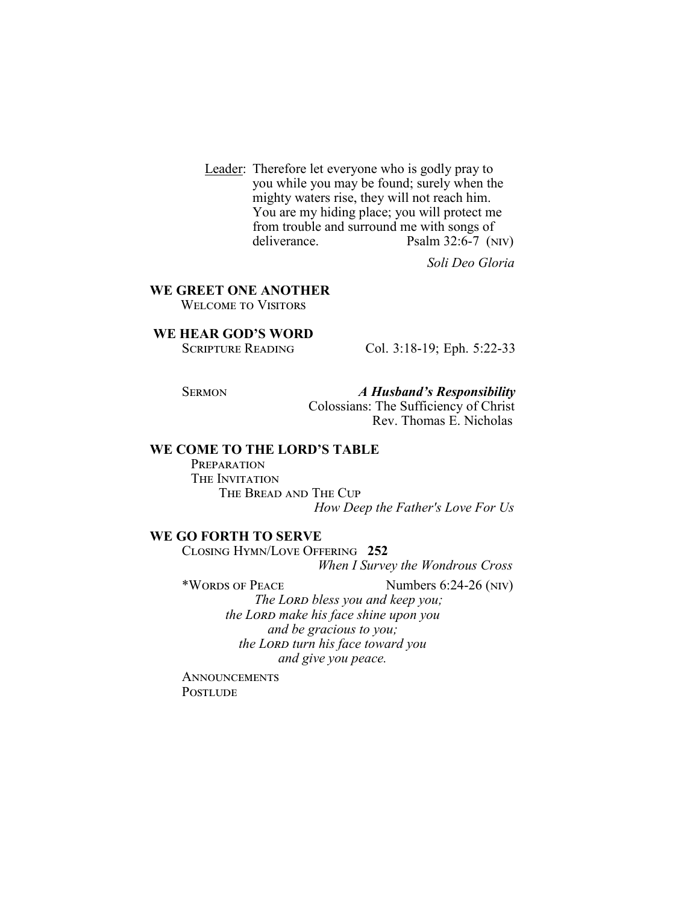Leader: Therefore let everyone who is godly pray to you while you may be found; surely when the mighty waters rise, they will not reach him. You are my hiding place; you will protect me from trouble and surround me with songs of deliverance. Psalm 32:6-7 (NIV)

*Soli Deo Gloria*

## WE GREET ONE ANOTHER

Welcome to Visitors

## WE HEAR GOD'S WORD

Scripture Reading — Col. 3:18-19; Eph. 5:22-33

Sermon — ***A Husband's Responsibility***
Colossians: The Sufficiency of Christ
Rev. Thomas E. Nicholas

## WE COME TO THE LORD'S TABLE

Preparation

The Invitation

The Bread and The Cup

*How Deep the Father's Love For Us*

## WE GO FORTH TO SERVE

Closing Hymn/Love Offering **252**

*When I Survey the Wondrous Cross*

*Words of Peace — Numbers 6:24-26 (NIV)

*The Lord bless you and keep you;*
*the Lord make his face shine upon you*
*and be gracious to you;*
*the Lord turn his face toward you*
*and give you peace.*

Announcements

Postlude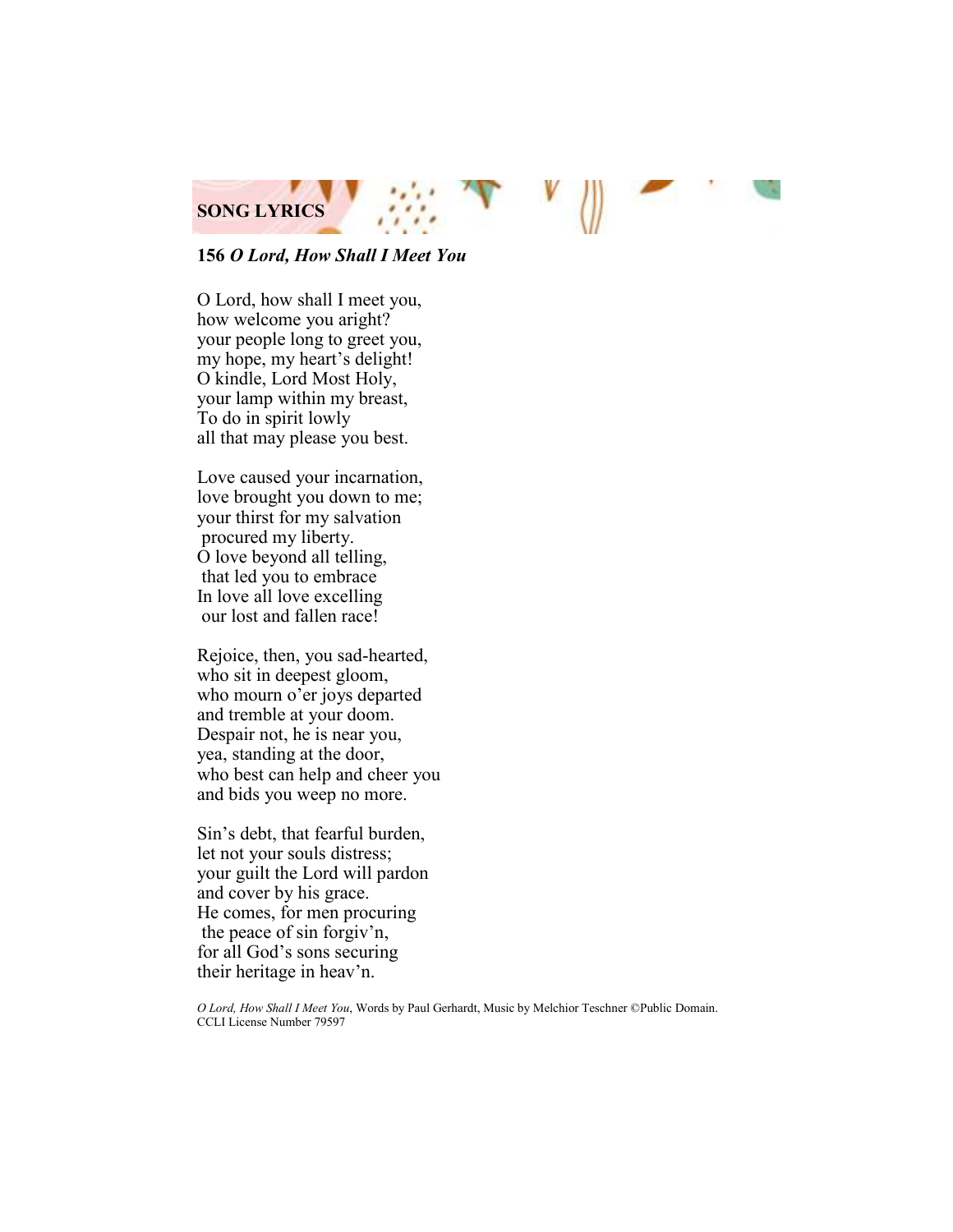## SONG LYRICS

**156** ***O Lord, How Shall I Meet You***

O Lord, how shall I meet you,
how welcome you aright?
your people long to greet you,
my hope, my heart's delight!
O kindle, Lord Most Holy,
your lamp within my breast,
To do in spirit lowly
all that may please you best.

Love caused your incarnation,
love brought you down to me;
your thirst for my salvation
procured my liberty.
O love beyond all telling,
that led you to embrace
In love all love excelling
our lost and fallen race!

Rejoice, then, you sad-hearted,
who sit in deepest gloom,
who mourn o'er joys departed
and tremble at your doom.
Despair not, he is near you,
yea, standing at the door,
who best can help and cheer you
and bids you weep no more.

Sin's debt, that fearful burden,
let not your souls distress;
your guilt the Lord will pardon
and cover by his grace.
He comes, for men procuring
the peace of sin forgiv'n,
for all God's sons securing
their heritage in heav'n.

*O Lord, How Shall I Meet You*, Words by Paul Gerhardt, Music by Melchior Teschner ©Public Domain.
CCLI License Number 79597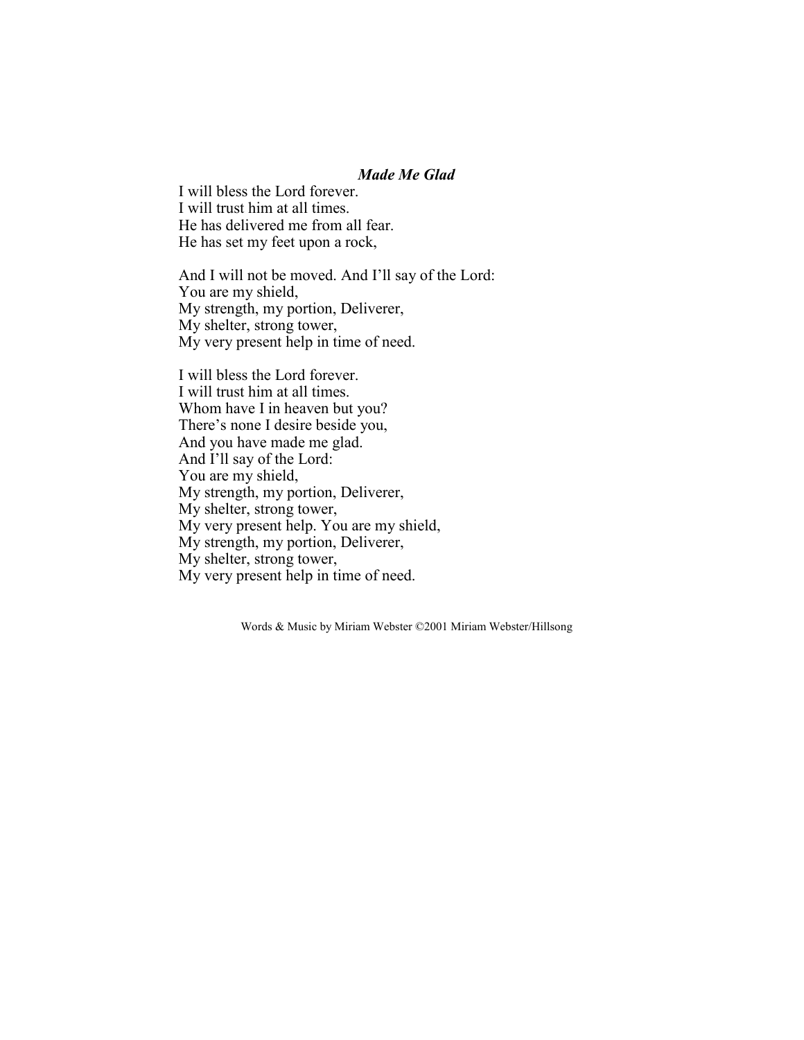### *Made Me Glad*

I will bless the Lord forever.
I will trust him at all times.
He has delivered me from all fear.
He has set my feet upon a rock,

And I will not be moved. And I'll say of the Lord:
You are my shield,
My strength, my portion, Deliverer,
My shelter, strong tower,
My very present help in time of need.

I will bless the Lord forever.
I will trust him at all times.
Whom have I in heaven but you?
There's none I desire beside you,
And you have made me glad.
And I'll say of the Lord:
You are my shield,
My strength, my portion, Deliverer,
My shelter, strong tower,
My very present help. You are my shield,
My strength, my portion, Deliverer,
My shelter, strong tower,
My very present help in time of need.

Words & Music by Miriam Webster ©2001 Miriam Webster/Hillsong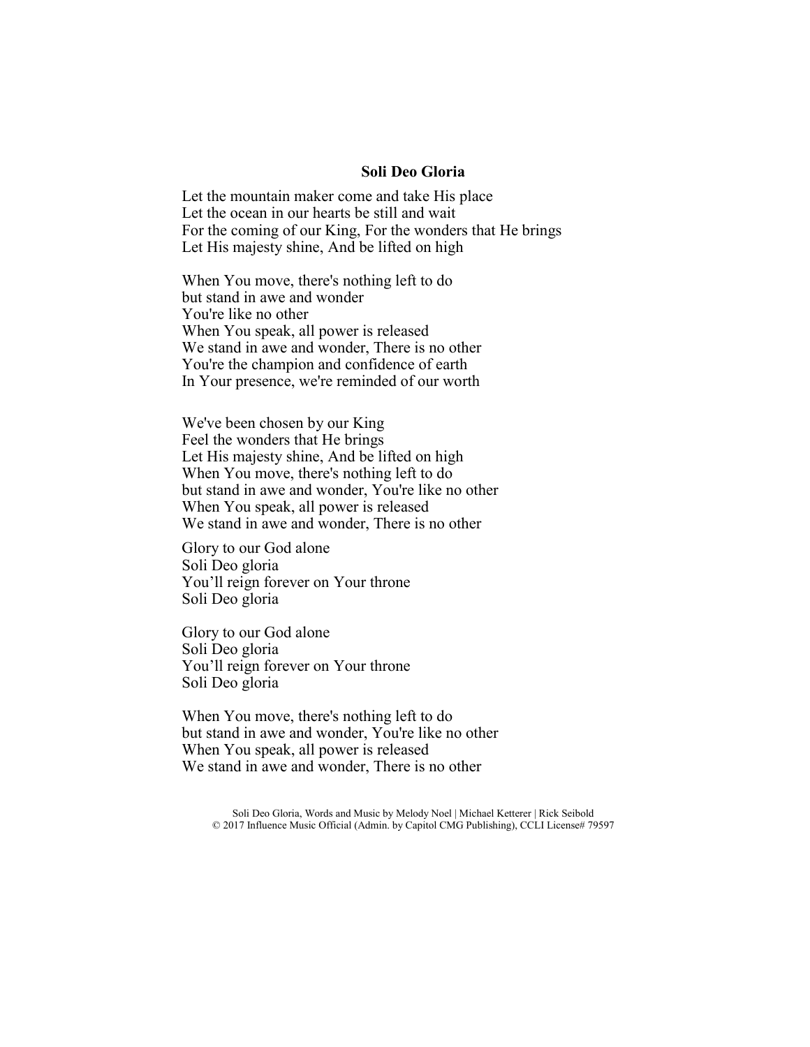**Soli Deo Gloria**

Let the mountain maker come and take His place
Let the ocean in our hearts be still and wait
For the coming of our King, For the wonders that He brings
Let His majesty shine, And be lifted on high

When You move, there's nothing left to do
but stand in awe and wonder
You're like no other
When You speak, all power is released
We stand in awe and wonder, There is no other
You're the champion and confidence of earth
In Your presence, we're reminded of our worth

We've been chosen by our King
Feel the wonders that He brings
Let His majesty shine, And be lifted on high
When You move, there's nothing left to do
but stand in awe and wonder, You're like no other
When You speak, all power is released
We stand in awe and wonder, There is no other

Glory to our God alone
Soli Deo gloria
You'll reign forever on Your throne
Soli Deo gloria

Glory to our God alone
Soli Deo gloria
You'll reign forever on Your throne
Soli Deo gloria

When You move, there's nothing left to do
but stand in awe and wonder, You're like no other
When You speak, all power is released
We stand in awe and wonder, There is no other

Soli Deo Gloria, Words and Music by Melody Noel | Michael Ketterer | Rick Seibold
© 2017 Influence Music Official (Admin. by Capitol CMG Publishing), CCLI License# 79597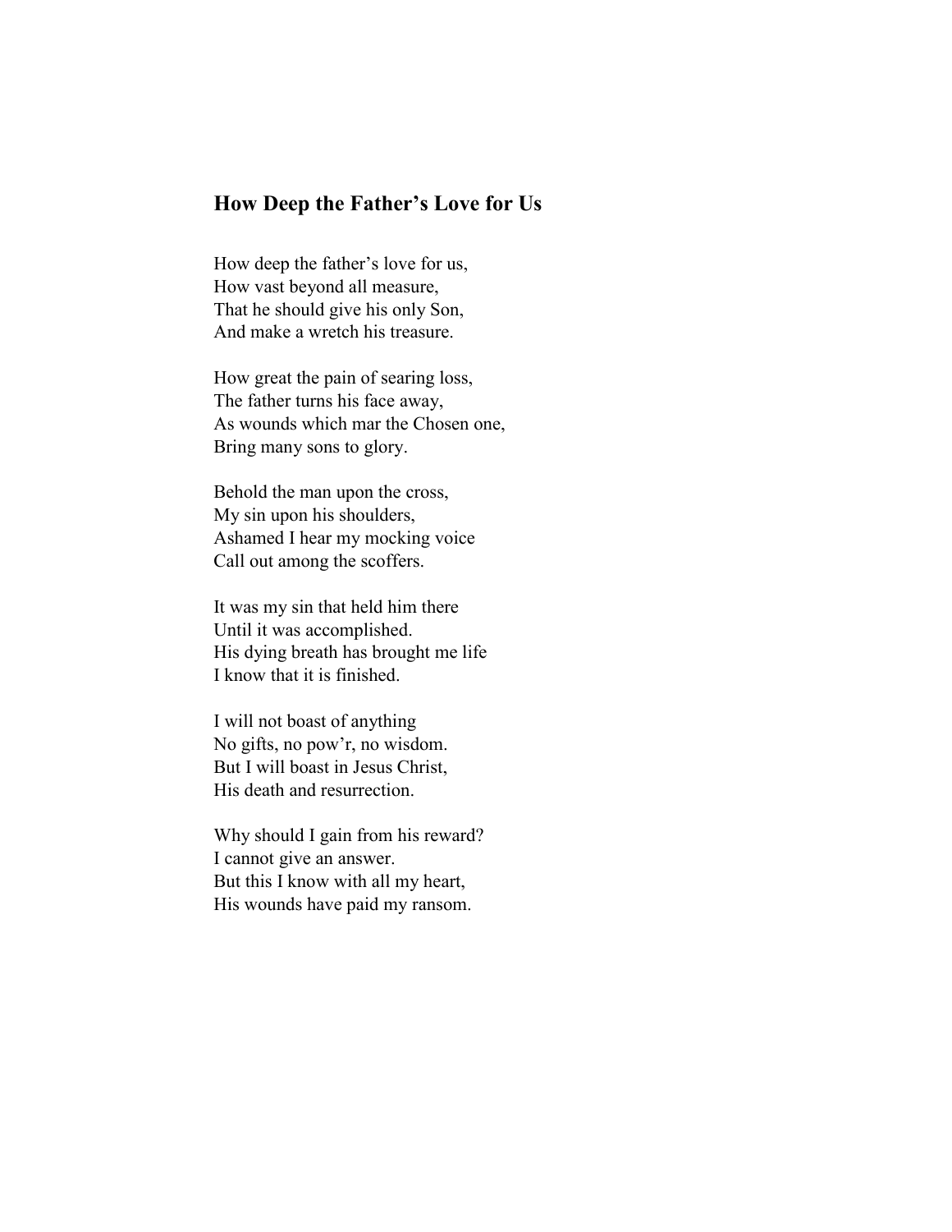## How Deep the Father's Love for Us

How deep the father's love for us,  
How vast beyond all measure,  
That he should give his only Son,  
And make a wretch his treasure.

How great the pain of searing loss,  
The father turns his face away,  
As wounds which mar the Chosen one,  
Bring many sons to glory.

Behold the man upon the cross,  
My sin upon his shoulders,  
Ashamed I hear my mocking voice  
Call out among the scoffers.

It was my sin that held him there  
Until it was accomplished.  
His dying breath has brought me life  
I know that it is finished.

I will not boast of anything  
No gifts, no pow'r, no wisdom.  
But I will boast in Jesus Christ,  
His death and resurrection.

Why should I gain from his reward?  
I cannot give an answer.  
But this I know with all my heart,  
His wounds have paid my ransom.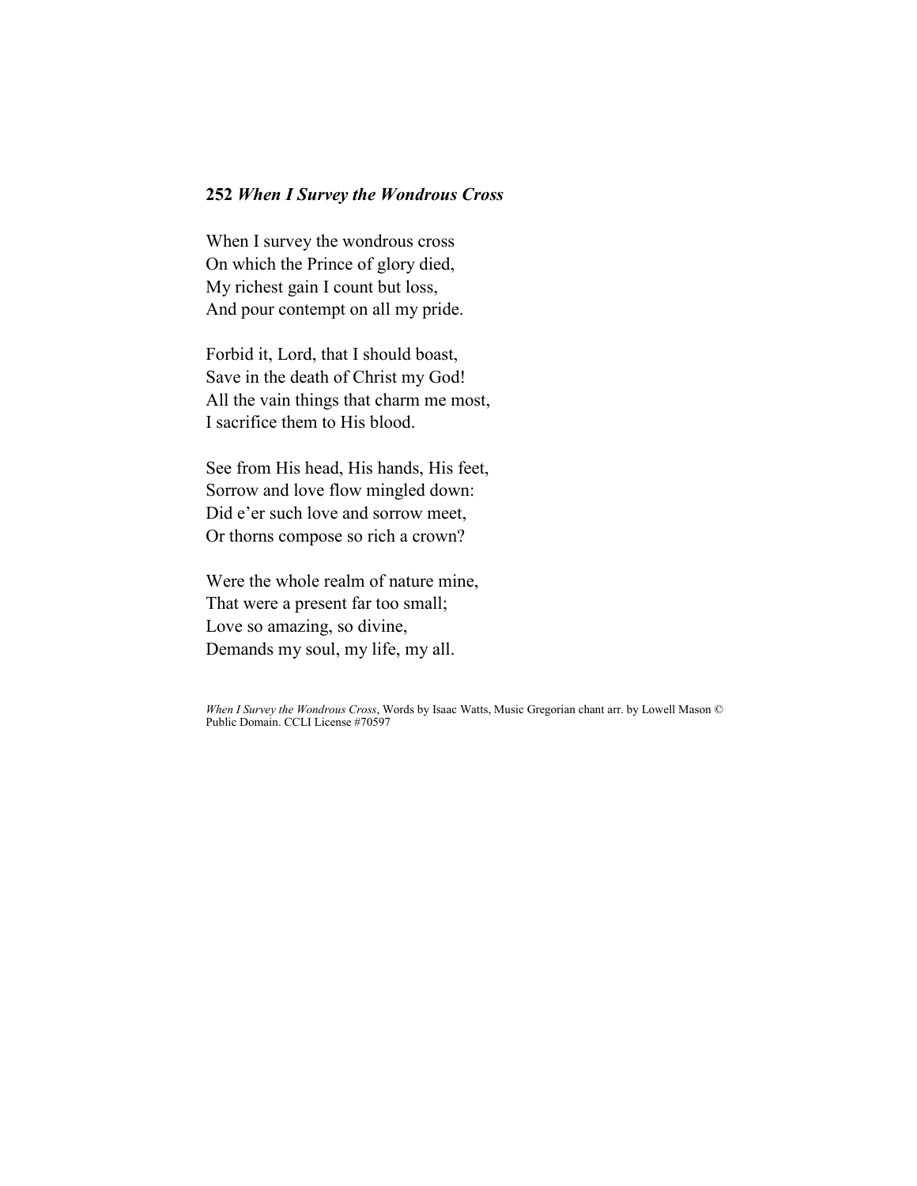**252 *When I Survey the Wondrous Cross***

When I survey the wondrous cross  
On which the Prince of glory died,  
My richest gain I count but loss,  
And pour contempt on all my pride.

Forbid it, Lord, that I should boast,  
Save in the death of Christ my God!  
All the vain things that charm me most,  
I sacrifice them to His blood.

See from His head, His hands, His feet,  
Sorrow and love flow mingled down:  
Did e'er such love and sorrow meet,  
Or thorns compose so rich a crown?

Were the whole realm of nature mine,  
That were a present far too small;  
Love so amazing, so divine,  
Demands my soul, my life, my all.

*When I Survey the Wondrous Cross*, Words by Isaac Watts, Music Gregorian chant arr. by Lowell Mason © Public Domain. CCLI License #70597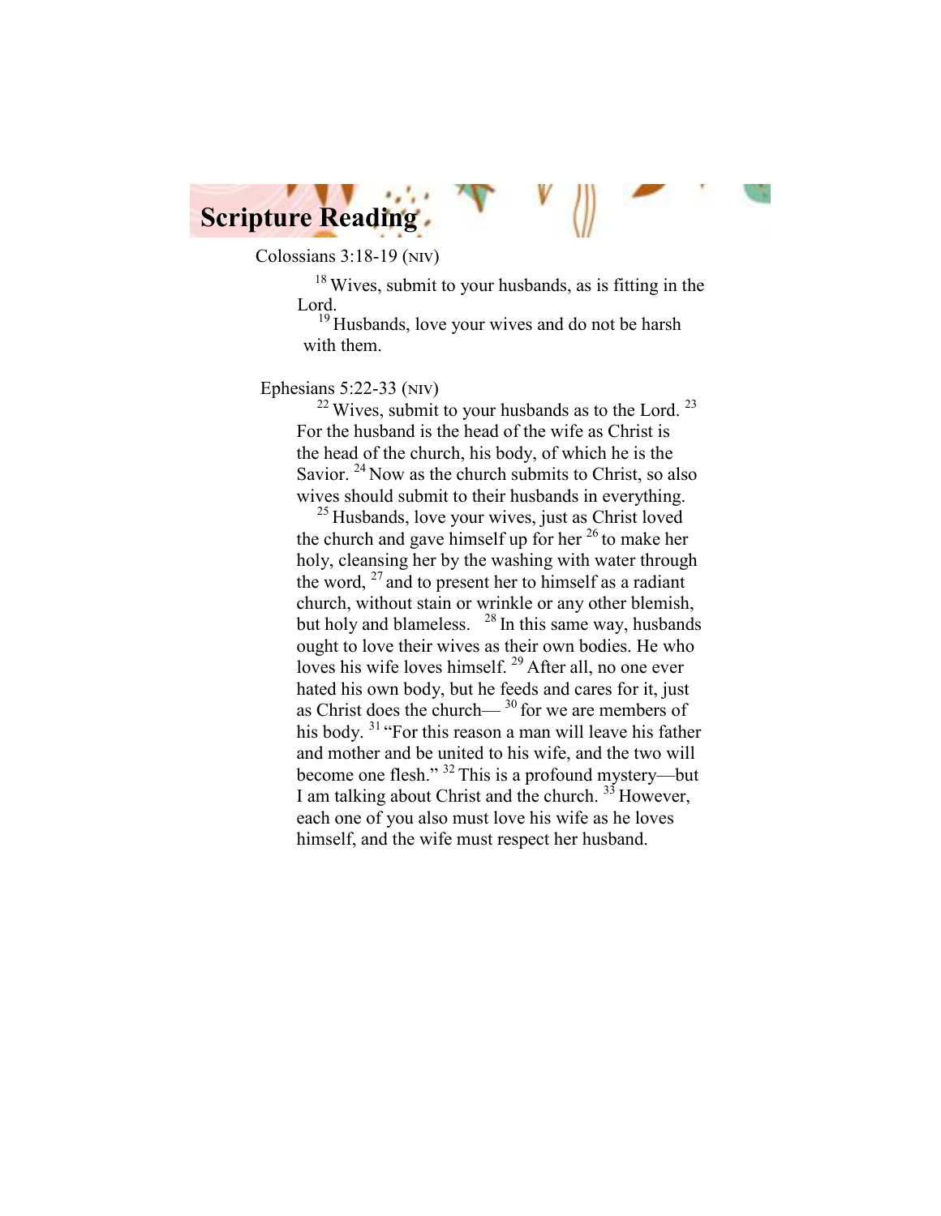## Scripture Reading

Colossians 3:18-19 (NIV)

[18] Wives, submit to your husbands, as is fitting in the Lord.
[19] Husbands, love your wives and do not be harsh with them.

Ephesians 5:22-33 (NIV)

[22] Wives, submit to your husbands as to the Lord. [23] For the husband is the head of the wife as Christ is the head of the church, his body, of which he is the Savior. [24] Now as the church submits to Christ, so also wives should submit to their husbands in everything.

[25] Husbands, love your wives, just as Christ loved the church and gave himself up for her [26] to make her holy, cleansing her by the washing with water through the word, [27] and to present her to himself as a radiant church, without stain or wrinkle or any other blemish, but holy and blameless. [28] In this same way, husbands ought to love their wives as their own bodies. He who loves his wife loves himself. [29] After all, no one ever hated his own body, but he feeds and cares for it, just as Christ does the church— [30] for we are members of his body. [31] "For this reason a man will leave his father and mother and be united to his wife, and the two will become one flesh." [32] This is a profound mystery—but I am talking about Christ and the church. [33] However, each one of you also must love his wife as he loves himself, and the wife must respect her husband.